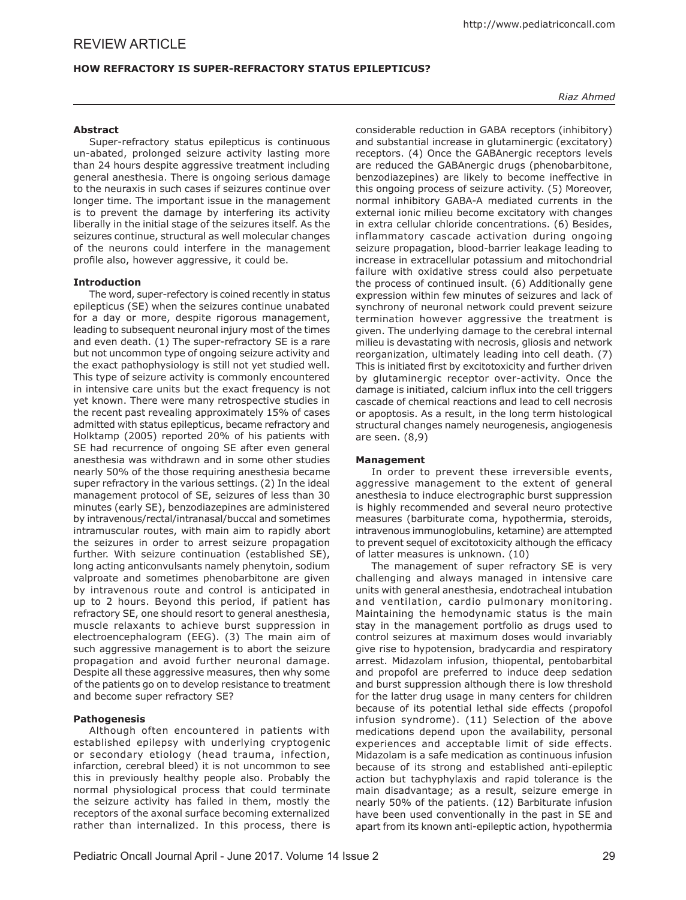REVIEW ARTICLE

# HOW REFRACTORY IS SUPER-REFRACTORY STATUS EPILEPTICUS?

*Riaz Ahmed*

## Abstract

Super-refractory status epilepticus is continuous un-abated, prolonged seizure activity lasting more than 24 hours despite aggressive treatment including general anesthesia. There is ongoing serious damage to the neuraxis in such cases if seizures continue over longer time. The important issue in the management is to prevent the damage by interfering its activity liberally in the initial stage of the seizures itself. As the seizures continue, structural as well molecular changes of the neurons could interfere in the management profile also, however aggressive, it could be.

## Introduction

The word, super-refectory is coined recently in status epilepticus (SE) when the seizures continue unabated for a day or more, despite rigorous management, leading to subsequent neuronal injury most of the times and even death. (1) The super-refractory SE is a rare but not uncommon type of ongoing seizure activity and the exact pathophysiology is still not yet studied well. This type of seizure activity is commonly encountered in intensive care units but the exact frequency is not yet known. There were many retrospective studies in the recent past revealing approximately 15% of cases admitted with status epilepticus, became refractory and Holktamp (2005) reported 20% of his patients with SE had recurrence of ongoing SE after even general anesthesia was withdrawn and in some other studies nearly 50% of the those requiring anesthesia became super refractory in the various settings. (2) In the ideal management protocol of SE, seizures of less than 30 minutes (early SE), benzodiazepines are administered by intravenous/rectal/intranasal/buccal and sometimes intramuscular routes, with main aim to rapidly abort the seizures in order to arrest seizure propagation further. With seizure continuation (established SE), long acting anticonvulsants namely phenytoin, sodium valproate and sometimes phenobarbitone are given by intravenous route and control is anticipated in up to 2 hours. Beyond this period, if patient has refractory SE, one should resort to general anesthesia, muscle relaxants to achieve burst suppression in electroencephalogram (EEG). (3) The main aim of such aggressive management is to abort the seizure propagation and avoid further neuronal damage. Despite all these aggressive measures, then why some of the patients go on to develop resistance to treatment and become super refractory SE?

## Pathogenesis

Although often encountered in patients with established epilepsy with underlying cryptogenic or secondary etiology (head trauma, infection, infarction, cerebral bleed) it is not uncommon to see this in previously healthy people also. Probably the normal physiological process that could terminate the seizure activity has failed in them, mostly the receptors of the axonal surface becoming externalized rather than internalized. In this process, there is considerable reduction in GABA receptors (inhibitory) and substantial increase in glutaminergic (excitatory) receptors. (4) Once the GABAnergic receptors levels are reduced the GABAnergic drugs (phenobarbitone, benzodiazepines) are likely to become ineffective in this ongoing process of seizure activity. (5) Moreover, normal inhibitory GABA-A mediated currents in the external ionic milieu become excitatory with changes in extra cellular chloride concentrations. (6) Besides, inflammatory cascade activation during ongoing seizure propagation, blood-barrier leakage leading to increase in extracellular potassium and mitochondrial failure with oxidative stress could also perpetuate the process of continued insult. (6) Additionally gene expression within few minutes of seizures and lack of synchrony of neuronal network could prevent seizure termination however aggressive the treatment is given. The underlying damage to the cerebral internal milieu is devastating with necrosis, gliosis and network reorganization, ultimately leading into cell death. (7) This is initiated first by excitotoxicity and further driven by glutaminergic receptor over-activity. Once the damage is initiated, calcium influx into the cell triggers cascade of chemical reactions and lead to cell necrosis or apoptosis. As a result, in the long term histological structural changes namely neurogenesis, angiogenesis are seen. (8,9)

## Management

In order to prevent these irreversible events, aggressive management to the extent of general anesthesia to induce electrographic burst suppression is highly recommended and several neuro protective measures (barbiturate coma, hypothermia, steroids, intravenous immunoglobulins, ketamine) are attempted to prevent sequel of excitotoxicity although the efficacy of latter measures is unknown. (10)

The management of super refractory SE is very challenging and always managed in intensive care units with general anesthesia, endotracheal intubation and ventilation, cardio pulmonary monitoring. Maintaining the hemodynamic status is the main stay in the management portfolio as drugs used to control seizures at maximum doses would invariably give rise to hypotension, bradycardia and respiratory arrest. Midazolam infusion, thiopental, pentobarbital and propofol are preferred to induce deep sedation and burst suppression although there is low threshold for the latter drug usage in many centers for children because of its potential lethal side effects (propofol infusion syndrome). (11) Selection of the above medications depend upon the availability, personal experiences and acceptable limit of side effects. Midazolam is a safe medication as continuous infusion because of its strong and established anti-epileptic action but tachyphylaxis and rapid tolerance is the main disadvantage; as a result, seizure emerge in nearly 50% of the patients. (12) Barbiturate infusion have been used conventionally in the past in SE and apart from its known anti-epileptic action, hypothermia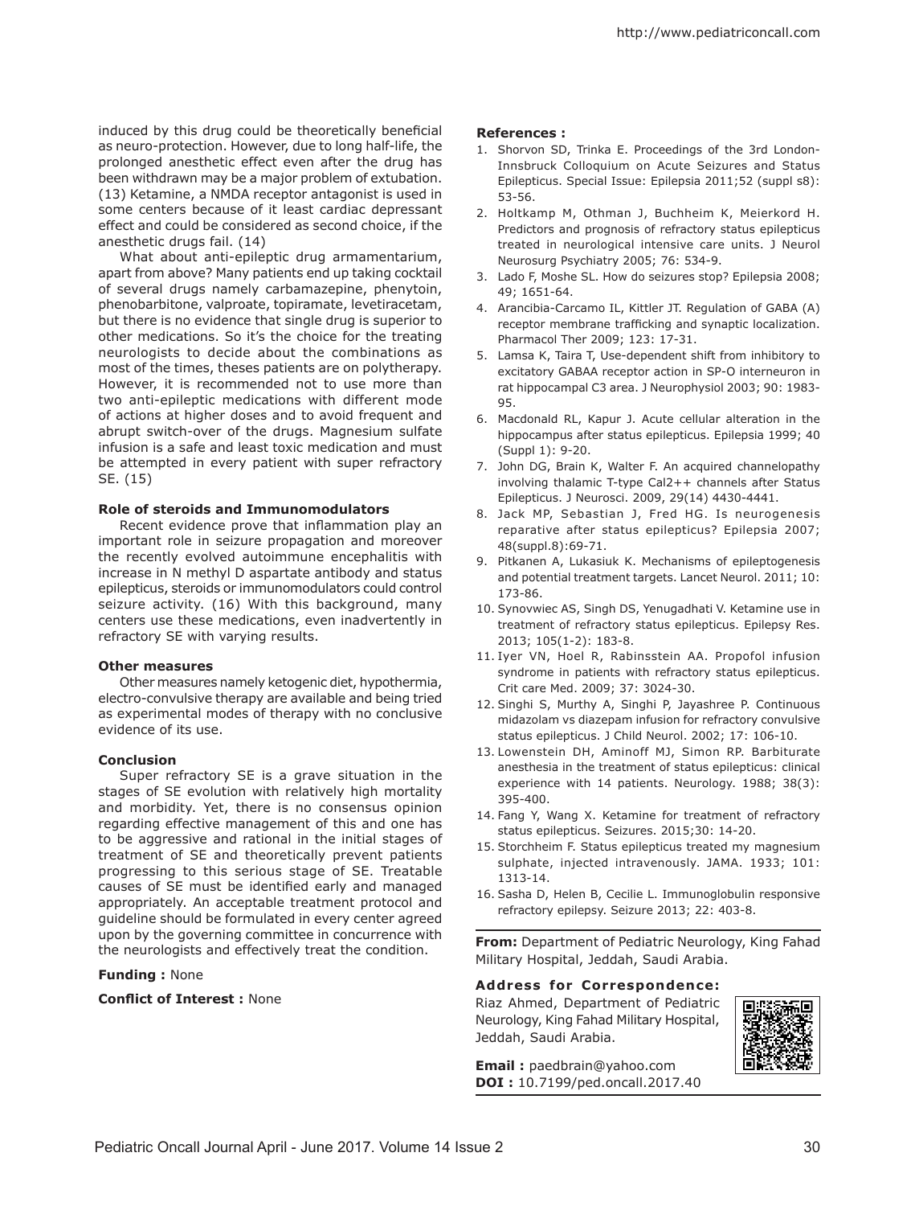induced by this drug could be theoretically beneficial as neuro-protection. However, due to long half-life, the prolonged anesthetic effect even after the drug has been withdrawn may be a major problem of extubation. (13) Ketamine, a NMDA receptor antagonist is used in some centers because of it least cardiac depressant effect and could be considered as second choice, if the anesthetic drugs fail. (14)

What about anti-epileptic drug armamentarium, apart from above? Many patients end up taking cocktail of several drugs namely carbamazepine, phenytoin, phenobarbitone, valproate, topiramate, levetiracetam, but there is no evidence that single drug is superior to other medications. So it's the choice for the treating neurologists to decide about the combinations as most of the times, theses patients are on polytherapy. However, it is recommended not to use more than two anti-epileptic medications with different mode of actions at higher doses and to avoid frequent and abrupt switch-over of the drugs. Magnesium sulfate infusion is a safe and least toxic medication and must be attempted in every patient with super refractory SE. (15)

**Role of steroids and Immunomodulators**

Recent evidence prove that inflammation play an important role in seizure propagation and moreover the recently evolved autoimmune encephalitis with increase in N methyl D aspartate antibody and status epilepticus, steroids or immunomodulators could control seizure activity. (16) With this background, many centers use these medications, even inadvertently in refractory SE with varying results.

**Other measures**

Other measures namely ketogenic diet, hypothermia, electro-convulsive therapy are available and being tried as experimental modes of therapy with no conclusive evidence of its use.

**Conclusion**

Super refractory SE is a grave situation in the stages of SE evolution with relatively high mortality and morbidity. Yet, there is no consensus opinion regarding effective management of this and one has to be aggressive and rational in the initial stages of treatment of SE and theoretically prevent patients progressing to this serious stage of SE. Treatable causes of SE must be identified early and managed appropriately. An acceptable treatment protocol and guideline should be formulated in every center agreed upon by the governing committee in concurrence with the neurologists and effectively treat the condition.

**Funding :** None

**Conflict of Interest :** None

**References :**

1. Shorvon SD, Trinka E. Proceedings of the 3rd London-Innsbruck Colloquium on Acute Seizures and Status Epilepticus. Special Issue: Epilepsia 2011;52 (suppl s8): 53-56.
2. Holtkamp M, Othman J, Buchheim K, Meierkord H. Predictors and prognosis of refractory status epilepticus treated in neurological intensive care units. J Neurol Neurosurg Psychiatry 2005; 76: 534-9.
3. Lado F, Moshe SL. How do seizures stop? Epilepsia 2008; 49; 1651-64.
4. Arancibia-Carcamo IL, Kittler JT. Regulation of GABA (A) receptor membrane trafficking and synaptic localization. Pharmacol Ther 2009; 123: 17-31.
5. Lamsa K, Taira T, Use-dependent shift from inhibitory to excitatory GABAA receptor action in SP-O interneuron in rat hippocampal C3 area. J Neurophysiol 2003; 90: 1983-95.
6. Macdonald RL, Kapur J. Acute cellular alteration in the hippocampus after status epilepticus. Epilepsia 1999; 40 (Suppl 1): 9-20.
7. John DG, Brain K, Walter F. An acquired channelopathy involving thalamic T-type Cal2++ channels after Status Epilepticus. J Neurosci. 2009, 29(14) 4430-4441.
8. Jack MP, Sebastian J, Fred HG. Is neurogenesis reparative after status epilepticus? Epilepsia 2007; 48(suppl.8):69-71.
9. Pitkanen A, Lukasiuk K. Mechanisms of epileptogenesis and potential treatment targets. Lancet Neurol. 2011; 10: 173-86.
10. Synovwiec AS, Singh DS, Yenugadhati V. Ketamine use in treatment of refractory status epilepticus. Epilepsy Res. 2013; 105(1-2): 183-8.
11. Iyer VN, Hoel R, Rabinsstein AA. Propofol infusion syndrome in patients with refractory status epilepticus. Crit care Med. 2009; 37: 3024-30.
12. Singhi S, Murthy A, Singhi P, Jayashree P. Continuous midazolam vs diazepam infusion for refractory convulsive status epilepticus. J Child Neurol. 2002; 17: 106-10.
13. Lowenstein DH, Aminoff MJ, Simon RP. Barbiturate anesthesia in the treatment of status epilepticus: clinical experience with 14 patients. Neurology. 1988; 38(3): 395-400.
14. Fang Y, Wang X. Ketamine for treatment of refractory status epilepticus. Seizures. 2015;30: 14-20.
15. Storchheim F. Status epilepticus treated my magnesium sulphate, injected intravenously. JAMA. 1933; 101: 1313-14.
16. Sasha D, Helen B, Cecilie L. Immunoglobulin responsive refractory epilepsy. Seizure 2013; 22: 403-8.

**From:** Department of Pediatric Neurology, King Fahad Military Hospital, Jeddah, Saudi Arabia.

**Address for Correspondence:**
Riaz Ahmed, Department of Pediatric Neurology, King Fahad Military Hospital, Jeddah, Saudi Arabia.

**Email :** paedbrain@yahoo.com
**DOI :** 10.7199/ped.oncall.2017.40